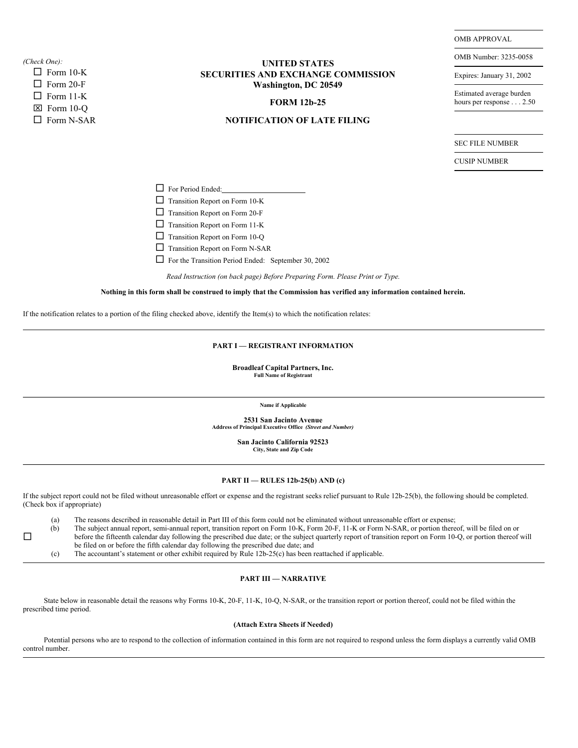OMB APPROVAL

OMB Number: 3235-0058

Expires: January 31, 2002

Estimated average burden hours per response . . . 2.50

*(Check One):*

☐ Form 10-K
☐ Form 20-F
☐ Form 11-K
☒ Form 10-Q
☐ Form N-SAR

# UNITED STATES SECURITIES AND EXCHANGE COMMISSION

**Washington, DC 20549**

## FORM 12b-25

## NOTIFICATION OF LATE FILING

SEC FILE NUMBER

CUSIP NUMBER

☐ For Period Ended: ____________________

☐ Transition Report on Form 10-K

☐ Transition Report on Form 20-F

☐ Transition Report on Form 11-K

☐ Transition Report on Form 10-Q

☐ Transition Report on Form N-SAR

☐ For the Transition Period Ended: September 30, 2002

*Read Instruction (on back page) Before Preparing Form. Please Print or Type.*

**Nothing in this form shall be construed to imply that the Commission has verified any information contained herein.**

If the notification relates to a portion of the filing checked above, identify the Item(s) to which the notification relates:

---

### PART I — REGISTRANT INFORMATION

**Broadleaf Capital Partners, Inc.**
**Full Name of Registrant**

---

**Name if Applicable**

**2531 San Jacinto Avenue**
**Address of Principal Executive Office** ***(Street and Number)***

**San Jacinto California 92523**
**City, State and Zip Code**

---

### PART II — RULES 12b-25(b) AND (c)

If the subject report could not be filed without unreasonable effort or expense and the registrant seeks relief pursuant to Rule 12b-25(b), the following should be completed. (Check box if appropriate)

☐

(a) The reasons described in reasonable detail in Part III of this form could not be eliminated without unreasonable effort or expense;

(b) The subject annual report, semi-annual report, transition report on Form 10-K, Form 20-F, 11-K or Form N-SAR, or portion thereof, will be filed on or before the fifteenth calendar day following the prescribed due date; or the subject quarterly report of transition report on Form 10-Q, or portion thereof will be filed on or before the fifth calendar day following the prescribed due date; and

(c) The accountant's statement or other exhibit required by Rule 12b-25(c) has been reattached if applicable.

---

### PART III — NARRATIVE

State below in reasonable detail the reasons why Forms 10-K, 20-F, 11-K, 10-Q, N-SAR, or the transition report or portion thereof, could not be filed within the prescribed time period.

**(Attach Extra Sheets if Needed)**

Potential persons who are to respond to the collection of information contained in this form are not required to respond unless the form displays a currently valid OMB control number.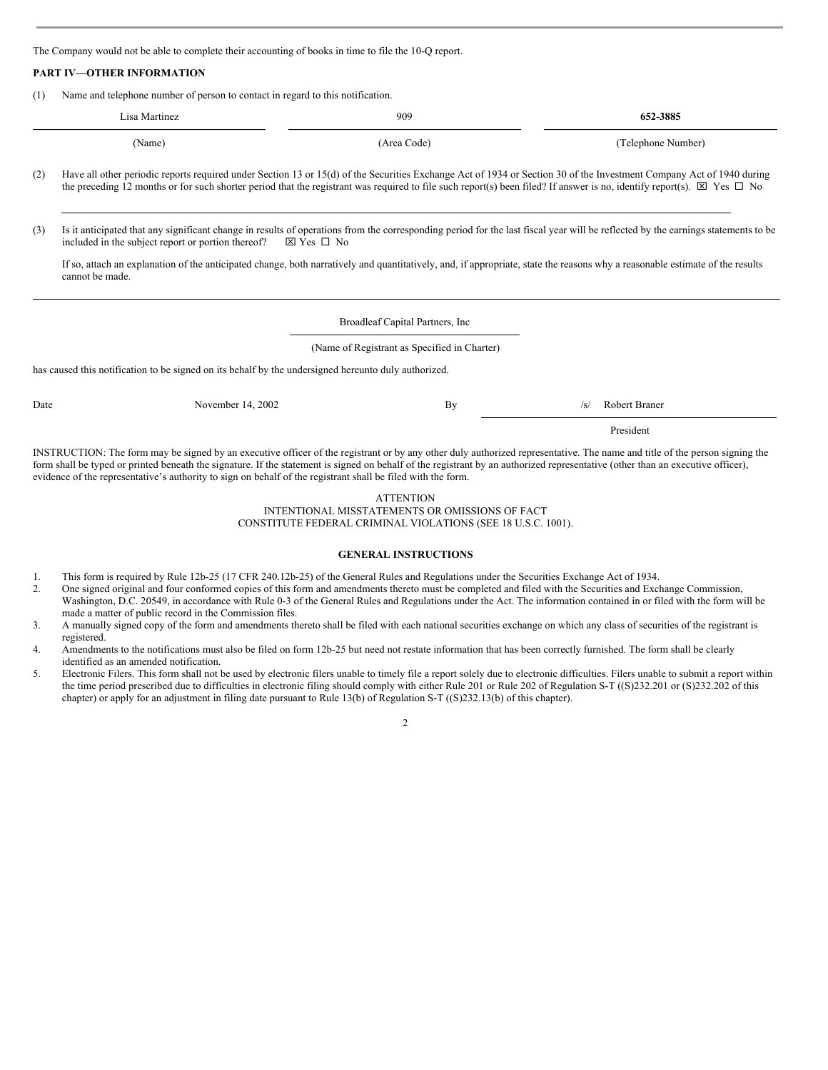The Company would not be able to complete their accounting of books in time to file the 10-Q report.

**PART IV—OTHER INFORMATION**

(1) Name and telephone number of person to contact in regard to this notification.

| Lisa Martinez | 909 | **652-3885** |
|---|---|---|
| (Name) | (Area Code) | (Telephone Number) |

(2) Have all other periodic reports required under Section 13 or 15(d) of the Securities Exchange Act of 1934 or Section 30 of the Investment Company Act of 1940 during the preceding 12 months or for such shorter period that the registrant was required to file such report(s) been filed? If answer is no, identify report(s). ☒ Yes ☐ No

(3) Is it anticipated that any significant change in results of operations from the corresponding period for the last fiscal year will be reflected by the earnings statements to be included in the subject report or portion thereof? ☒ Yes ☐ No

If so, attach an explanation of the anticipated change, both narratively and quantitatively, and, if appropriate, state the reasons why a reasonable estimate of the results cannot be made.

Broadleaf Capital Partners, Inc

(Name of Registrant as Specified in Charter)

has caused this notification to be signed on its behalf by the undersigned hereunto duly authorized.

Date November 14, 2002 By /s/ Robert Braner

President

INSTRUCTION: The form may be signed by an executive officer of the registrant or by any other duly authorized representative. The name and title of the person signing the form shall be typed or printed beneath the signature. If the statement is signed on behalf of the registrant by an authorized representative (other than an executive officer), evidence of the representative's authority to sign on behalf of the registrant shall be filed with the form.

ATTENTION
INTENTIONAL MISSTATEMENTS OR OMISSIONS OF FACT
CONSTITUTE FEDERAL CRIMINAL VIOLATIONS (SEE 18 U.S.C. 1001).

**GENERAL INSTRUCTIONS**

1. This form is required by Rule 12b-25 (17 CFR 240.12b-25) of the General Rules and Regulations under the Securities Exchange Act of 1934.
2. One signed original and four conformed copies of this form and amendments thereto must be completed and filed with the Securities and Exchange Commission, Washington, D.C. 20549, in accordance with Rule 0-3 of the General Rules and Regulations under the Act. The information contained in or filed with the form will be made a matter of public record in the Commission files.
3. A manually signed copy of the form and amendments thereto shall be filed with each national securities exchange on which any class of securities of the registrant is registered.
4. Amendments to the notifications must also be filed on form 12b-25 but need not restate information that has been correctly furnished. The form shall be clearly identified as an amended notification.
5. Electronic Filers. This form shall not be used by electronic filers unable to timely file a report solely due to electronic difficulties. Filers unable to submit a report within the time period prescribed due to difficulties in electronic filing should comply with either Rule 201 or Rule 202 of Regulation S-T ((S)232.201 or (S)232.202 of this chapter) or apply for an adjustment in filing date pursuant to Rule 13(b) of Regulation S-T ((S)232.13(b) of this chapter).